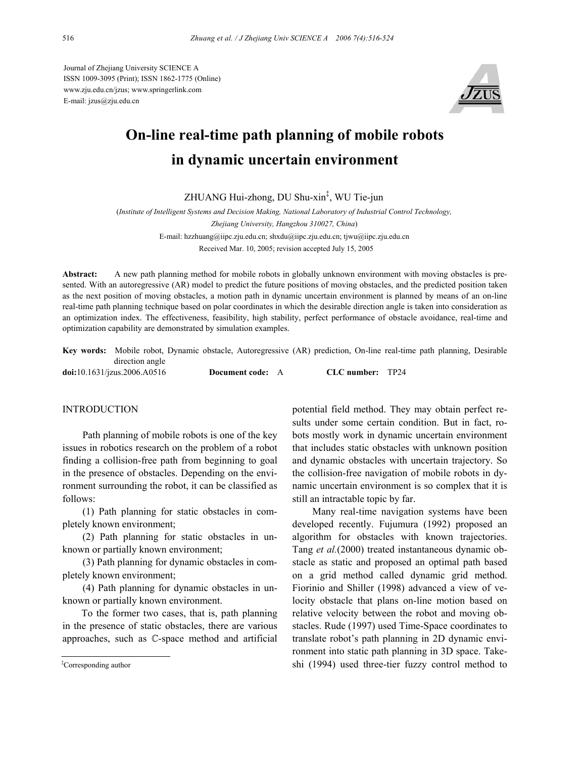Journal of Zhejiang University SCIENCE A
ISSN 1009-3095 (Print); ISSN 1862-1775 (Online)
www.zju.edu.cn/jzus; www.springerlink.com
E-mail: jzus@zju.edu.cn

# On-line real-time path planning of mobile robots in dynamic uncertain environment

ZHUANG Hui-zhong, DU Shu-xin‡, WU Tie-jun

(*Institute of Intelligent Systems and Decision Making, National Laboratory of Industrial Control Technology, Zhejiang University, Hangzhou 310027, China*)

E-mail: hzzhuang@iipc.zju.edu.cn; shxdu@iipc.zju.edu.cn; tjwu@iipc.zju.edu.cn

Received Mar. 10, 2005; revision accepted July 15, 2005

**Abstract:** A new path planning method for mobile robots in globally unknown environment with moving obstacles is presented. With an autoregressive (AR) model to predict the future positions of moving obstacles, and the predicted position taken as the next position of moving obstacles, a motion path in dynamic uncertain environment is planned by means of an on-line real-time path planning technique based on polar coordinates in which the desirable direction angle is taken into consideration as an optimization index. The effectiveness, feasibility, high stability, perfect performance of obstacle avoidance, real-time and optimization capability are demonstrated by simulation examples.

**Key words:** Mobile robot, Dynamic obstacle, Autoregressive (AR) prediction, On-line real-time path planning, Desirable direction angle

**doi:**10.1631/jzus.2006.A0516 **Document code:** A **CLC number:** TP24

## INTRODUCTION

Path planning of mobile robots is one of the key issues in robotics research on the problem of a robot finding a collision-free path from beginning to goal in the presence of obstacles. Depending on the environment surrounding the robot, it can be classified as follows:

(1) Path planning for static obstacles in completely known environment;

(2) Path planning for static obstacles in unknown or partially known environment;

(3) Path planning for dynamic obstacles in completely known environment;

(4) Path planning for dynamic obstacles in unknown or partially known environment.

To the former two cases, that is, path planning in the presence of static obstacles, there are various approaches, such as ℂ-space method and artificial potential field method. They may obtain perfect results under some certain condition. But in fact, robots mostly work in dynamic uncertain environment that includes static obstacles with unknown position and dynamic obstacles with uncertain trajectory. So the collision-free navigation of mobile robots in dynamic uncertain environment is so complex that it is still an intractable topic by far.

Many real-time navigation systems have been developed recently. Fujumura (1992) proposed an algorithm for obstacles with known trajectories. Tang *et al.*(2000) treated instantaneous dynamic obstacle as static and proposed an optimal path based on a grid method called dynamic grid method. Fiorinio and Shiller (1998) advanced a view of velocity obstacle that plans on-line motion based on relative velocity between the robot and moving obstacles. Rude (1997) used Time-Space coordinates to translate robot's path planning in 2D dynamic environment into static path planning in 3D space. Takeshi (1994) used three-tier fuzzy control method to

‡Corresponding author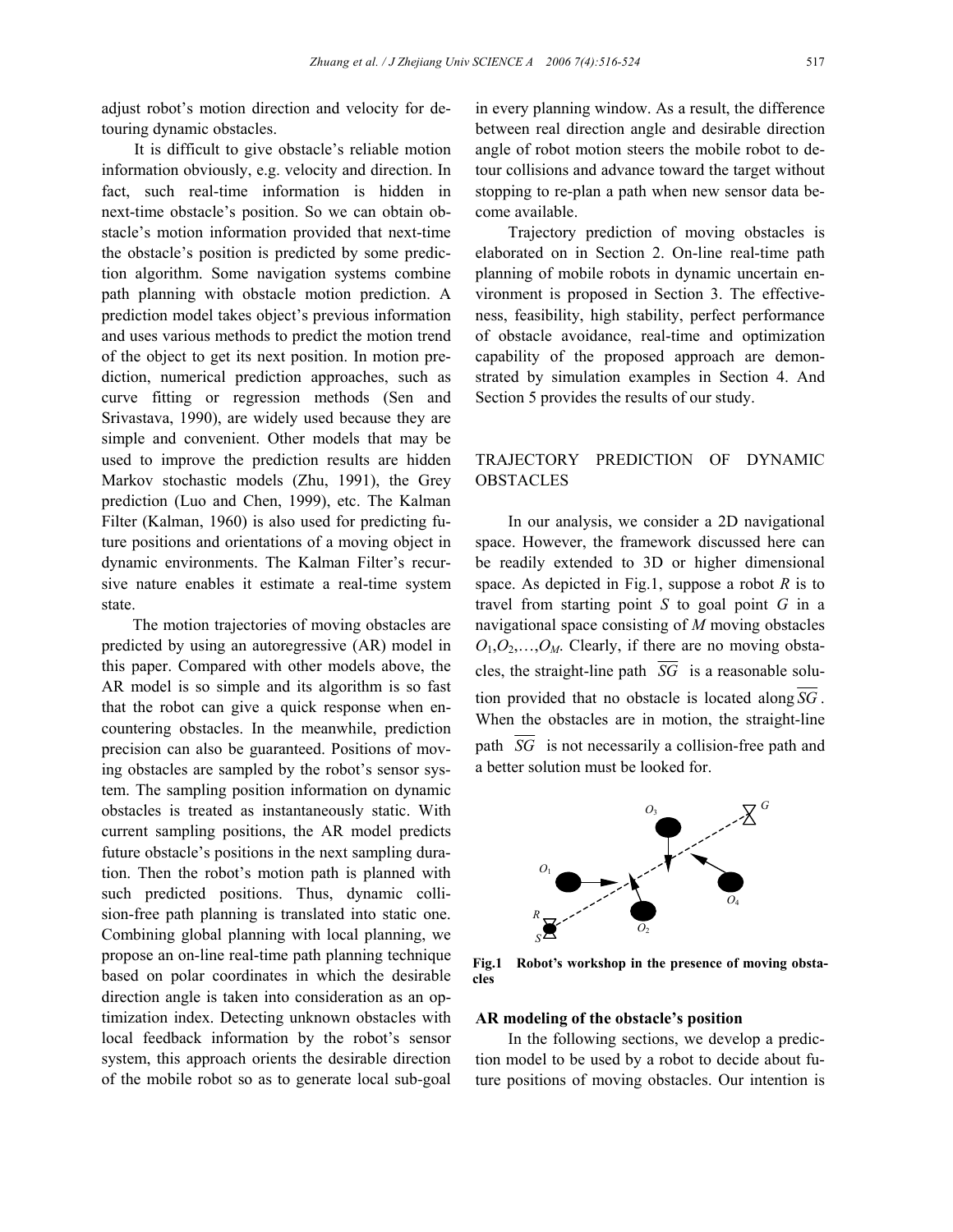adjust robot's motion direction and velocity for detouring dynamic obstacles.

It is difficult to give obstacle's reliable motion information obviously, e.g. velocity and direction. In fact, such real-time information is hidden in next-time obstacle's position. So we can obtain obstacle's motion information provided that next-time the obstacle's position is predicted by some prediction algorithm. Some navigation systems combine path planning with obstacle motion prediction. A prediction model takes object's previous information and uses various methods to predict the motion trend of the object to get its next position. In motion prediction, numerical prediction approaches, such as curve fitting or regression methods (Sen and Srivastava, 1990), are widely used because they are simple and convenient. Other models that may be used to improve the prediction results are hidden Markov stochastic models (Zhu, 1991), the Grey prediction (Luo and Chen, 1999), etc. The Kalman Filter (Kalman, 1960) is also used for predicting future positions and orientations of a moving object in dynamic environments. The Kalman Filter's recursive nature enables it estimate a real-time system state.

The motion trajectories of moving obstacles are predicted by using an autoregressive (AR) model in this paper. Compared with other models above, the AR model is so simple and its algorithm is so fast that the robot can give a quick response when encountering obstacles. In the meanwhile, prediction precision can also be guaranteed. Positions of moving obstacles are sampled by the robot's sensor system. The sampling position information on dynamic obstacles is treated as instantaneously static. With current sampling positions, the AR model predicts future obstacle's positions in the next sampling duration. Then the robot's motion path is planned with such predicted positions. Thus, dynamic collision-free path planning is translated into static one. Combining global planning with local planning, we propose an on-line real-time path planning technique based on polar coordinates in which the desirable direction angle is taken into consideration as an optimization index. Detecting unknown obstacles with local feedback information by the robot's sensor system, this approach orients the desirable direction of the mobile robot so as to generate local sub-goal in every planning window. As a result, the difference between real direction angle and desirable direction angle of robot motion steers the mobile robot to detour collisions and advance toward the target without stopping to re-plan a path when new sensor data become available.

Trajectory prediction of moving obstacles is elaborated on in Section 2. On-line real-time path planning of mobile robots in dynamic uncertain environment is proposed in Section 3. The effectiveness, feasibility, high stability, perfect performance of obstacle avoidance, real-time and optimization capability of the proposed approach are demonstrated by simulation examples in Section 4. And Section 5 provides the results of our study.

## TRAJECTORY PREDICTION OF DYNAMIC OBSTACLES

In our analysis, we consider a 2D navigational space. However, the framework discussed here can be readily extended to 3D or higher dimensional space. As depicted in Fig.1, suppose a robot $R$ is to travel from starting point $S$ to goal point $G$ in a navigational space consisting of $M$ moving obstacles $O_1, O_2, \ldots, O_M$. Clearly, if there are no moving obstacles, the straight-line path $\overline{SG}$ is a reasonable solution provided that no obstacle is located along $\overline{SG}$. When the obstacles are in motion, the straight-line path $\overline{SG}$ is not necessarily a collision-free path and a better solution must be looked for.

$O_3$
$G$
$O_1$
$O_4$
$R$
$O_2$
$S$

**Fig.1 Robot's workshop in the presence of moving obstacles**

### AR modeling of the obstacle's position

In the following sections, we develop a prediction model to be used by a robot to decide about future positions of moving obstacles. Our intention is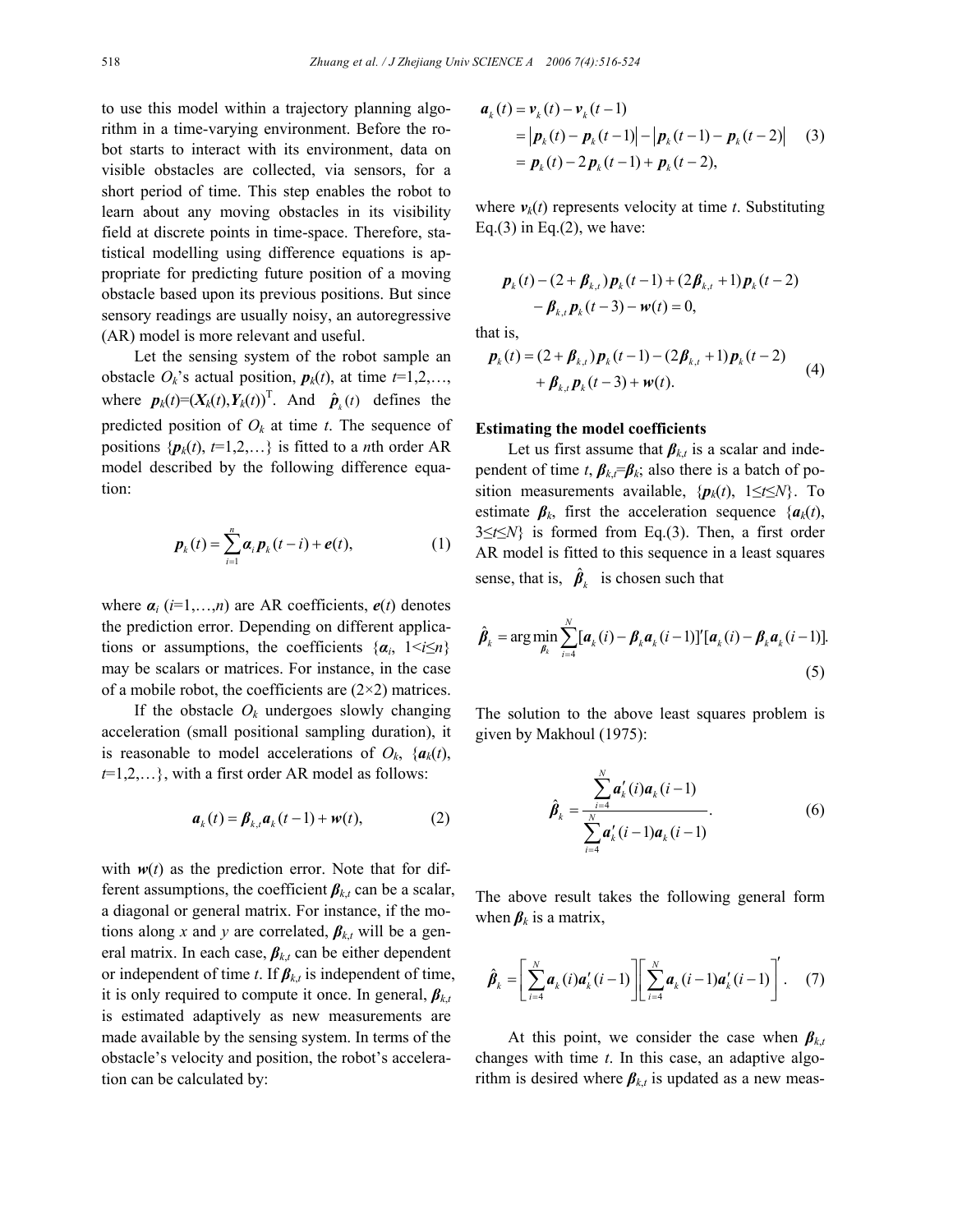to use this model within a trajectory planning algorithm in a time-varying environment. Before the robot starts to interact with its environment, data on visible obstacles are collected, via sensors, for a short period of time. This step enables the robot to learn about any moving obstacles in its visibility field at discrete points in time-space. Therefore, statistical modelling using difference equations is appropriate for predicting future position of a moving obstacle based upon its previous positions. But since sensory readings are usually noisy, an autoregressive (AR) model is more relevant and useful.

Let the sensing system of the robot sample an obstacle $O_k$'s actual position, $\boldsymbol{p}_k(t)$, at time $t$=1,2,…, where $\boldsymbol{p}_k(t)=(\boldsymbol{X}_k(t),\boldsymbol{Y}_k(t))^{\mathrm{T}}$. And $\hat{\boldsymbol{p}}_k(t)$ defines the predicted position of $O_k$ at time $t$. The sequence of positions $\{\boldsymbol{p}_k(t), t=1,2,\ldots\}$ is fitted to a $n$th order AR model described by the following difference equation:

$$\boldsymbol{p}_k(t)=\sum_{i=1}^{n}\boldsymbol{\alpha}_i\boldsymbol{p}_k(t-i)+\boldsymbol{e}(t), \tag{1}$$

where $\boldsymbol{\alpha}_i$ ($i$=1,…,$n$) are AR coefficients, $\boldsymbol{e}(t)$ denotes the prediction error. Depending on different applications or assumptions, the coefficients $\{\boldsymbol{\alpha}_i, 1<i\leq n\}$ may be scalars or matrices. For instance, in the case of a mobile robot, the coefficients are (2×2) matrices.

If the obstacle $O_k$ undergoes slowly changing acceleration (small positional sampling duration), it is reasonable to model accelerations of $O_k$, $\{\boldsymbol{a}_k(t), t=1,2,\ldots\}$, with a first order AR model as follows:

$$\boldsymbol{a}_k(t)=\boldsymbol{\beta}_{k,t}\boldsymbol{a}_k(t-1)+\boldsymbol{w}(t), \tag{2}$$

with $\boldsymbol{w}(t)$ as the prediction error. Note that for different assumptions, the coefficient $\boldsymbol{\beta}_{k,t}$ can be a scalar, a diagonal or general matrix. For instance, if the motions along $x$ and $y$ are correlated, $\boldsymbol{\beta}_{k,t}$ will be a general matrix. In each case, $\boldsymbol{\beta}_{k,t}$ can be either dependent or independent of time $t$. If $\boldsymbol{\beta}_{k,t}$ is independent of time, it is only required to compute it once. In general, $\boldsymbol{\beta}_{k,t}$ is estimated adaptively as new measurements are made available by the sensing system. In terms of the obstacle's velocity and position, the robot's acceleration can be calculated by:

$$\begin{aligned}\boldsymbol{a}_k(t)&=\boldsymbol{v}_k(t)-\boldsymbol{v}_k(t-1)\\&=\left|\boldsymbol{p}_k(t)-\boldsymbol{p}_k(t-1)\right|-\left|\boldsymbol{p}_k(t-1)-\boldsymbol{p}_k(t-2)\right|\\&=\boldsymbol{p}_k(t)-2\boldsymbol{p}_k(t-1)+\boldsymbol{p}_k(t-2),\end{aligned} \tag{3}$$

where $\boldsymbol{v}_k(t)$ represents velocity at time $t$. Substituting Eq.(3) in Eq.(2), we have:

$$\boldsymbol{p}_k(t)-(2+\boldsymbol{\beta}_{k,t})\boldsymbol{p}_k(t-1)+(2\boldsymbol{\beta}_{k,t}+1)\boldsymbol{p}_k(t-2)-\boldsymbol{\beta}_{k,t}\boldsymbol{p}_k(t-3)-\boldsymbol{w}(t)=0,$$

that is,

$$\begin{aligned}\boldsymbol{p}_k(t)=(2+\boldsymbol{\beta}_{k,t})\boldsymbol{p}_k(t-1)-(2\boldsymbol{\beta}_{k,t}+1)\boldsymbol{p}_k(t-2)\\+\boldsymbol{\beta}_{k,t}\boldsymbol{p}_k(t-3)+\boldsymbol{w}(t).\end{aligned} \tag{4}$$

**Estimating the model coefficients**

Let us first assume that $\boldsymbol{\beta}_{k,t}$ is a scalar and independent of time $t$, $\boldsymbol{\beta}_{k,t}=\boldsymbol{\beta}_k$; also there is a batch of position measurements available, $\{\boldsymbol{p}_k(t), 1\leq t\leq N\}$. To estimate $\boldsymbol{\beta}_k$, first the acceleration sequence $\{\boldsymbol{a}_k(t), 3\leq t\leq N\}$ is formed from Eq.(3). Then, a first order AR model is fitted to this sequence in a least squares sense, that is, $\hat{\boldsymbol{\beta}}_k$ is chosen such that

$$\hat{\boldsymbol{\beta}}_k=\arg\min_{\boldsymbol{\beta}_k}\sum_{i=4}^{N}[\boldsymbol{a}_k(i)-\boldsymbol{\beta}_k\boldsymbol{a}_k(i-1)]'[\boldsymbol{a}_k(i)-\boldsymbol{\beta}_k\boldsymbol{a}_k(i-1)]. \tag{5}$$

The solution to the above least squares problem is given by Makhoul (1975):

$$\hat{\boldsymbol{\beta}}_k=\frac{\sum_{i=4}^{N}\boldsymbol{a}_k'(i)\boldsymbol{a}_k(i-1)}{\sum_{i=4}^{N}\boldsymbol{a}_k'(i-1)\boldsymbol{a}_k(i-1)}. \tag{6}$$

The above result takes the following general form when $\boldsymbol{\beta}_k$ is a matrix,

$$\hat{\boldsymbol{\beta}}_k=\left[\sum_{i=4}^{N}\boldsymbol{a}_k(i)\boldsymbol{a}_k'(i-1)\right]\left[\sum_{i=4}^{N}\boldsymbol{a}_k(i-1)\boldsymbol{a}_k'(i-1)\right]'. \tag{7}$$

At this point, we consider the case when $\boldsymbol{\beta}_{k,t}$ changes with time $t$. In this case, an adaptive algorithm is desired where $\boldsymbol{\beta}_{k,t}$ is updated as a new meas-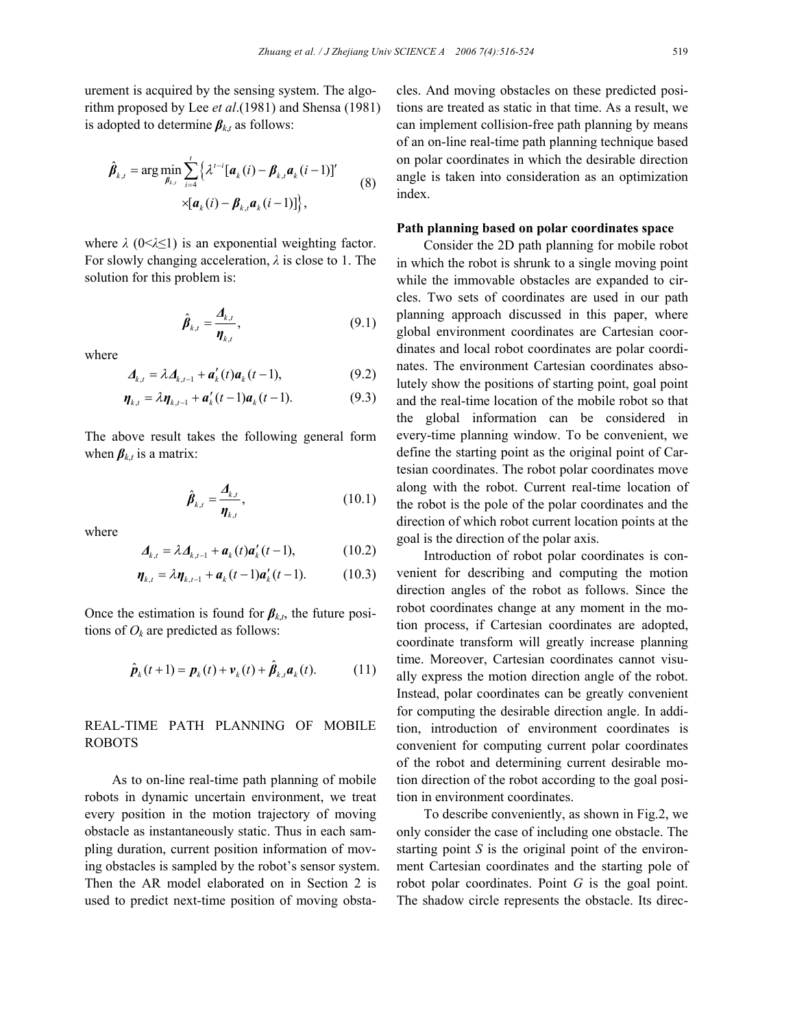urement is acquired by the sensing system. The algorithm proposed by Lee *et al*.(1981) and Shensa (1981) is adopted to determine $\boldsymbol{\beta}_{k,t}$ as follows:

$$\hat{\boldsymbol{\beta}}_{k,t} = \arg\min_{\boldsymbol{\beta}_{k,t}} \sum_{i=4}^{t} \left\{ \lambda^{t-i} [\boldsymbol{a}_k(i) - \boldsymbol{\beta}_{k,t} \boldsymbol{a}_k(i-1)]' \times [\boldsymbol{a}_k(i) - \boldsymbol{\beta}_{k,t} \boldsymbol{a}_k(i-1)] \right\}, \tag{8}$$

where $\lambda$ ($0<\lambda\leq 1$) is an exponential weighting factor. For slowly changing acceleration, $\lambda$ is close to 1. The solution for this problem is:

$$\hat{\boldsymbol{\beta}}_{k,t} = \frac{\boldsymbol{\Delta}_{k,t}}{\boldsymbol{\eta}_{k,t}}, \tag{9.1}$$

where

$$\boldsymbol{\Delta}_{k,t} = \lambda \boldsymbol{\Delta}_{k,t-1} + \boldsymbol{a}_k'(t)\boldsymbol{a}_k(t-1), \tag{9.2}$$

$$\boldsymbol{\eta}_{k,t} = \lambda \boldsymbol{\eta}_{k,t-1} + \boldsymbol{a}_k'(t-1)\boldsymbol{a}_k(t-1). \tag{9.3}$$

The above result takes the following general form when $\boldsymbol{\beta}_{k,t}$ is a matrix:

$$\hat{\boldsymbol{\beta}}_{k,t} = \frac{\boldsymbol{\Delta}_{k,t}}{\boldsymbol{\eta}_{k,t}}, \tag{10.1}$$

where

$$\boldsymbol{\Delta}_{k,t} = \lambda \boldsymbol{\Delta}_{k,t-1} + \boldsymbol{a}_k(t)\boldsymbol{a}_k'(t-1), \tag{10.2}$$

$$\boldsymbol{\eta}_{k,t} = \lambda \boldsymbol{\eta}_{k,t-1} + \boldsymbol{a}_k(t-1)\boldsymbol{a}_k'(t-1). \tag{10.3}$$

Once the estimation is found for $\boldsymbol{\beta}_{k,t}$, the future positions of $O_k$ are predicted as follows:

$$\hat{\boldsymbol{p}}_k(t+1) = \boldsymbol{p}_k(t) + \boldsymbol{v}_k(t) + \hat{\boldsymbol{\beta}}_{k,t}\boldsymbol{a}_k(t). \tag{11}$$

## REAL-TIME PATH PLANNING OF MOBILE ROBOTS

As to on-line real-time path planning of mobile robots in dynamic uncertain environment, we treat every position in the motion trajectory of moving obstacle as instantaneously static. Thus in each sampling duration, current position information of moving obstacles is sampled by the robot's sensor system. Then the AR model elaborated on in Section 2 is used to predict next-time position of moving obstacles. And moving obstacles on these predicted positions are treated as static in that time. As a result, we can implement collision-free path planning by means of an on-line real-time path planning technique based on polar coordinates in which the desirable direction angle is taken into consideration as an optimization index.

### Path planning based on polar coordinates space

Consider the 2D path planning for mobile robot in which the robot is shrunk to a single moving point while the immovable obstacles are expanded to circles. Two sets of coordinates are used in our path planning approach discussed in this paper, where global environment coordinates are Cartesian coordinates and local robot coordinates are polar coordinates. The environment Cartesian coordinates absolutely show the positions of starting point, goal point and the real-time location of the mobile robot so that the global information can be considered in every-time planning window. To be convenient, we define the starting point as the original point of Cartesian coordinates. The robot polar coordinates move along with the robot. Current real-time location of the robot is the pole of the polar coordinates and the direction of which robot current location points at the goal is the direction of the polar axis.

Introduction of robot polar coordinates is convenient for describing and computing the motion direction angles of the robot as follows. Since the robot coordinates change at any moment in the motion process, if Cartesian coordinates are adopted, coordinate transform will greatly increase planning time. Moreover, Cartesian coordinates cannot visually express the motion direction angle of the robot. Instead, polar coordinates can be greatly convenient for computing the desirable direction angle. In addition, introduction of environment coordinates is convenient for computing current polar coordinates of the robot and determining current desirable motion direction of the robot according to the goal position in environment coordinates.

To describe conveniently, as shown in Fig.2, we only consider the case of including one obstacle. The starting point $S$ is the original point of the environment Cartesian coordinates and the starting pole of robot polar coordinates. Point $G$ is the goal point. The shadow circle represents the obstacle. Its direc-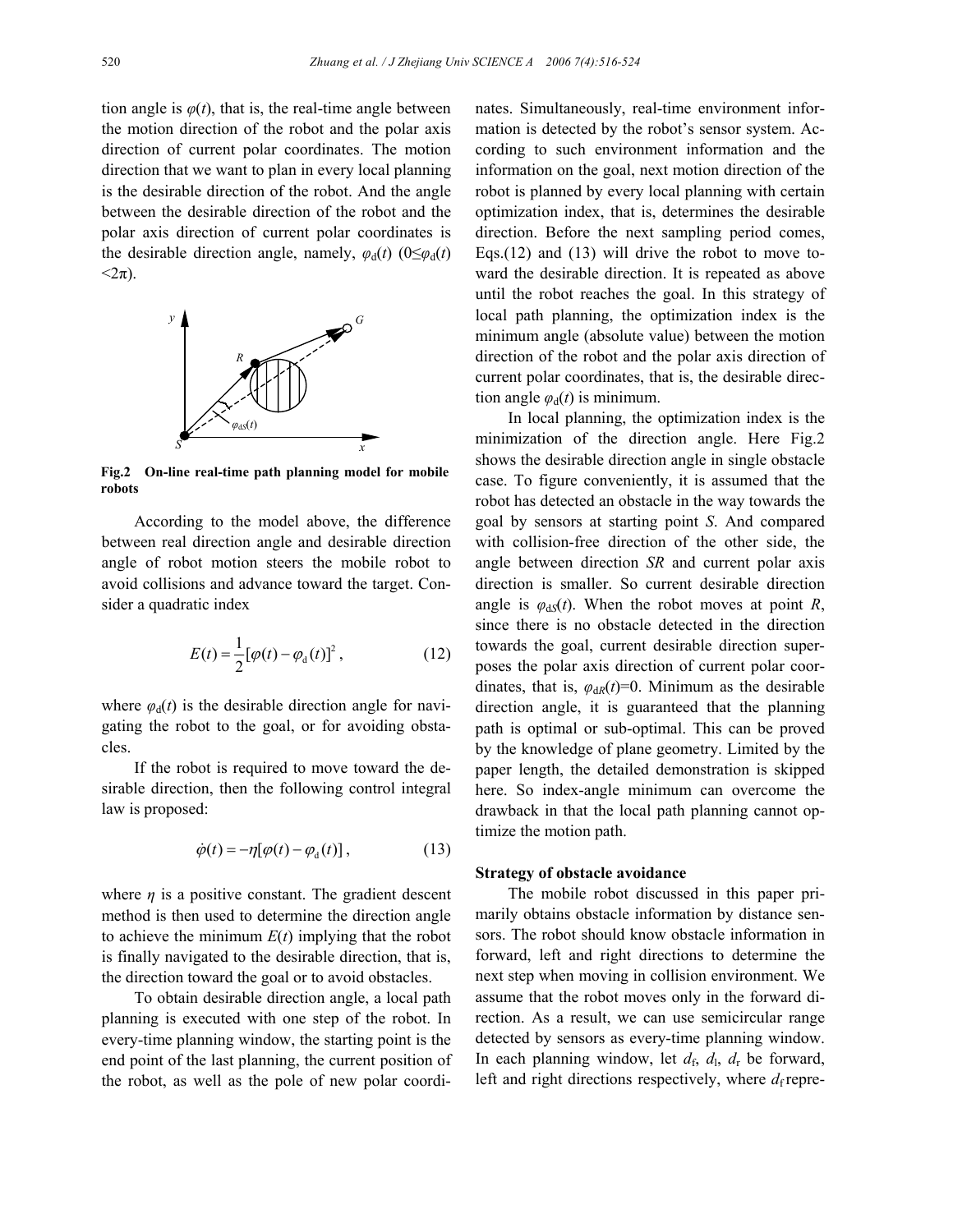tion angle is $\varphi(t)$, that is, the real-time angle between the motion direction of the robot and the polar axis direction of current polar coordinates. The motion direction that we want to plan in every local planning is the desirable direction of the robot. And the angle between the desirable direction of the robot and the polar axis direction of current polar coordinates is the desirable direction angle, namely, $\varphi_d(t)$ ($0\leq\varphi_d(t)<2\pi$).

**Fig.2 On-line real-time path planning model for mobile robots**

According to the model above, the difference between real direction angle and desirable direction angle of robot motion steers the mobile robot to avoid collisions and advance toward the target. Consider a quadratic index

$$E(t)=\frac{1}{2}[\varphi(t)-\varphi_d(t)]^2, \tag{12}$$

where $\varphi_d(t)$ is the desirable direction angle for navigating the robot to the goal, or for avoiding obstacles.

If the robot is required to move toward the desirable direction, then the following control integral law is proposed:

$$\dot{\varphi}(t)=-\eta[\varphi(t)-\varphi_d(t)], \tag{13}$$

where $\eta$ is a positive constant. The gradient descent method is then used to determine the direction angle to achieve the minimum $E(t)$ implying that the robot is finally navigated to the desirable direction, that is, the direction toward the goal or to avoid obstacles.

To obtain desirable direction angle, a local path planning is executed with one step of the robot. In every-time planning window, the starting point is the end point of the last planning, the current position of the robot, as well as the pole of new polar coordinates. Simultaneously, real-time environment information is detected by the robot's sensor system. According to such environment information and the information on the goal, next motion direction of the robot is planned by every local planning with certain optimization index, that is, determines the desirable direction. Before the next sampling period comes, Eqs.(12) and (13) will drive the robot to move toward the desirable direction. It is repeated as above until the robot reaches the goal. In this strategy of local path planning, the optimization index is the minimum angle (absolute value) between the motion direction of the robot and the polar axis direction of current polar coordinates, that is, the desirable direction angle $\varphi_d(t)$ is minimum.

In local planning, the optimization index is the minimization of the direction angle. Here Fig.2 shows the desirable direction angle in single obstacle case. To figure conveniently, it is assumed that the robot has detected an obstacle in the way towards the goal by sensors at starting point $S$. And compared with collision-free direction of the other side, the angle between direction $SR$ and current polar axis direction is smaller. So current desirable direction angle is $\varphi_{dS}(t)$. When the robot moves at point $R$, since there is no obstacle detected in the direction towards the goal, current desirable direction superposes the polar axis direction of current polar coordinates, that is, $\varphi_{dR}(t)=0$. Minimum as the desirable direction angle, it is guaranteed that the planning path is optimal or sub-optimal. This can be proved by the knowledge of plane geometry. Limited by the paper length, the detailed demonstration is skipped here. So index-angle minimum can overcome the drawback in that the local path planning cannot optimize the motion path.

### Strategy of obstacle avoidance

The mobile robot discussed in this paper primarily obtains obstacle information by distance sensors. The robot should know obstacle information in forward, left and right directions to determine the next step when moving in collision environment. We assume that the robot moves only in the forward direction. As a result, we can use semicircular range detected by sensors as every-time planning window. In each planning window, let $d_f$, $d_l$, $d_r$ be forward, left and right directions respectively, where $d_f$ repre-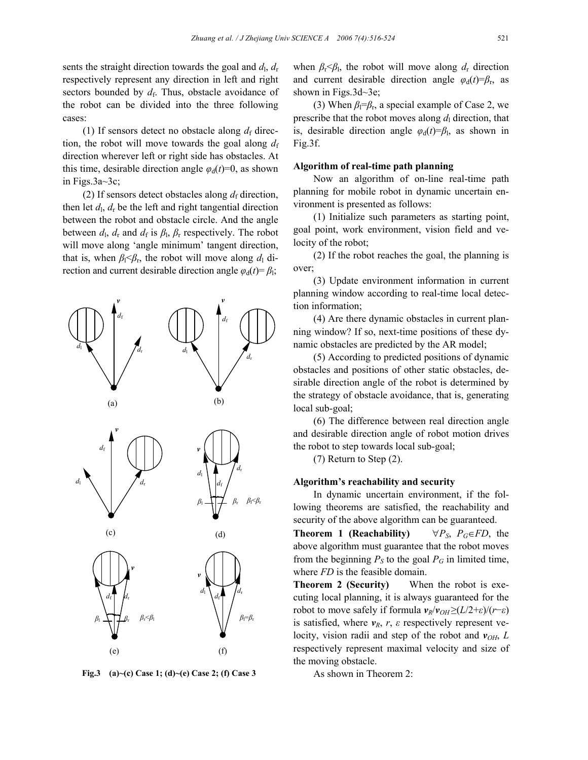sents the straight direction towards the goal and $d_l$, $d_r$ respectively represent any direction in left and right sectors bounded by $d_f$. Thus, obstacle avoidance of the robot can be divided into the three following cases:

(1) If sensors detect no obstacle along $d_f$ direction, the robot will move towards the goal along $d_f$ direction wherever left or right side has obstacles. At this time, desirable direction angle $\varphi_d(t)=0$, as shown in Figs.3a~3c;

(2) If sensors detect obstacles along $d_f$ direction, then let $d_l$, $d_r$ be the left and right tangential direction between the robot and obstacle circle. And the angle between $d_l$, $d_r$ and $d_f$ is $\beta_l$, $\beta_r$ respectively. The robot will move along 'angle minimum' tangent direction, that is, when $\beta_l<\beta_r$, the robot will move along $d_l$ direction and current desirable direction angle $\varphi_d(t)=\beta_l$; when $\beta_r<\beta_l$, the robot will move along $d_r$ direction and current desirable direction angle $\varphi_d(t)=\beta_r$, as shown in Figs.3d~3e;

(3) When $\beta_l=\beta_r$, a special example of Case 2, we prescribe that the robot moves along $d_l$ direction, that is, desirable direction angle $\varphi_d(t)=\beta_l$, as shown in Fig.3f.

**Fig.3 (a)~(c) Case 1; (d)~(e) Case 2; (f) Case 3**

### Algorithm of real-time path planning

Now an algorithm of on-line real-time path planning for mobile robot in dynamic uncertain environment is presented as follows:

(1) Initialize such parameters as starting point, goal point, work environment, vision field and velocity of the robot;

(2) If the robot reaches the goal, the planning is over;

(3) Update environment information in current planning window according to real-time local detection information;

(4) Are there dynamic obstacles in current planning window? If so, next-time positions of these dynamic obstacles are predicted by the AR model;

(5) According to predicted positions of dynamic obstacles and positions of other static obstacles, desirable direction angle of the robot is determined by the strategy of obstacle avoidance, that is, generating local sub-goal;

(6) The difference between real direction angle and desirable direction angle of robot motion drives the robot to step towards local sub-goal;

(7) Return to Step (2).

### Algorithm's reachability and security

In dynamic uncertain environment, if the following theorems are satisfied, the reachability and security of the above algorithm can be guaranteed.

**Theorem 1 (Reachability)** $\forall P_S$, $P_G \in FD$, the above algorithm must guarantee that the robot moves from the beginning $P_S$ to the goal $P_G$ in limited time, where $FD$ is the feasible domain.

**Theorem 2 (Security)** When the robot is executing local planning, it is always guaranteed for the robot to move safely if formula $\boldsymbol{v}_R/\boldsymbol{v}_{OH} \geq (L/2+\varepsilon)/(r-\varepsilon)$ is satisfied, where $\boldsymbol{v}_R$, $r$, $\varepsilon$ respectively represent velocity, vision radii and step of the robot and $\boldsymbol{v}_{OH}$, $L$ respectively represent maximal velocity and size of the moving obstacle.

As shown in Theorem 2: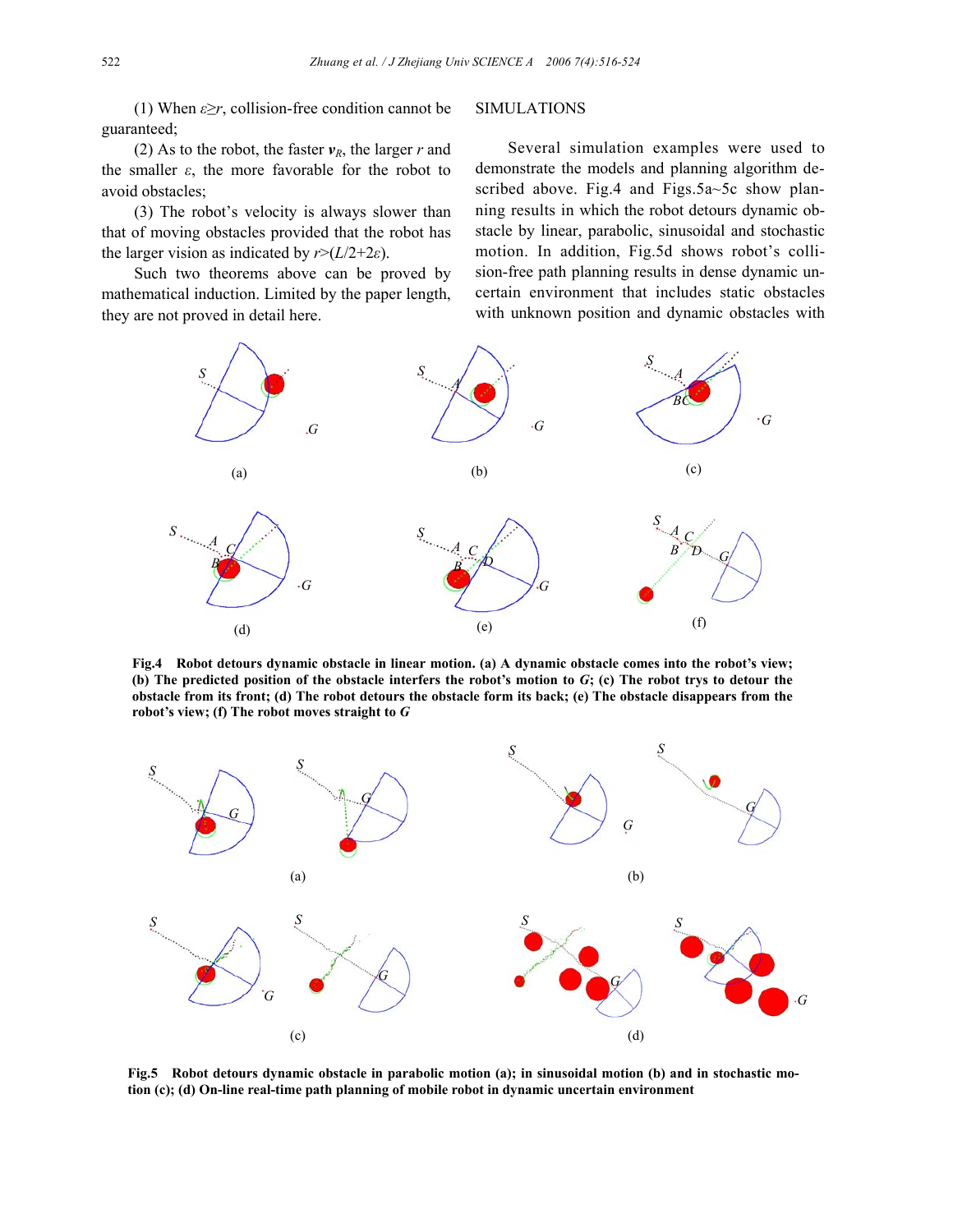(1) When $\varepsilon \geq r$, collision-free condition cannot be guaranteed;

(2) As to the robot, the faster $\boldsymbol{v}_R$, the larger $r$ and the smaller $\varepsilon$, the more favorable for the robot to avoid obstacles;

(3) The robot's velocity is always slower than that of moving obstacles provided that the robot has the larger vision as indicated by $r>(L/2+2\varepsilon)$.

Such two theorems above can be proved by mathematical induction. Limited by the paper length, they are not proved in detail here.

## SIMULATIONS

Several simulation examples were used to demonstrate the models and planning algorithm described above. Fig.4 and Figs.5a~5c show planning results in which the robot detours dynamic obstacle by linear, parabolic, sinusoidal and stochastic motion. In addition, Fig.5d shows robot's collision-free path planning results in dense dynamic uncertain environment that includes static obstacles with unknown position and dynamic obstacles with

**Fig.4 Robot detours dynamic obstacle in linear motion. (a) A dynamic obstacle comes into the robot's view; (b) The predicted position of the obstacle interfers the robot's motion to *G*; (c) The robot trys to detour the obstacle from its front; (d) The robot detours the obstacle form its back; (e) The obstacle disappears from the robot's view; (f) The robot moves straight to *G***

**Fig.5 Robot detours dynamic obstacle in parabolic motion (a); in sinusoidal motion (b) and in stochastic motion (c); (d) On-line real-time path planning of mobile robot in dynamic uncertain environment**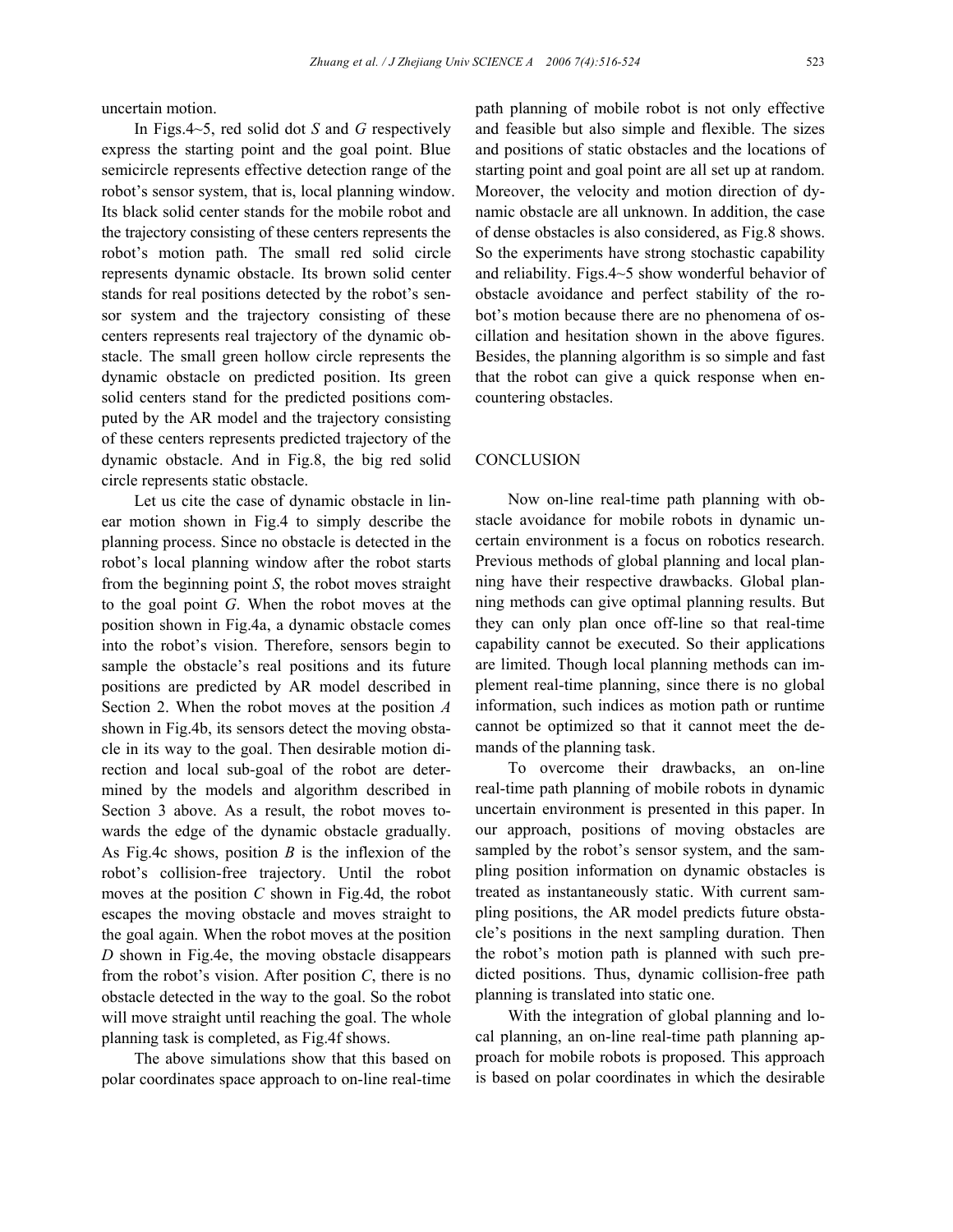uncertain motion.

In Figs.4~5, red solid dot *S* and *G* respectively express the starting point and the goal point. Blue semicircle represents effective detection range of the robot's sensor system, that is, local planning window. Its black solid center stands for the mobile robot and the trajectory consisting of these centers represents the robot's motion path. The small red solid circle represents dynamic obstacle. Its brown solid center stands for real positions detected by the robot's sensor system and the trajectory consisting of these centers represents real trajectory of the dynamic obstacle. The small green hollow circle represents the dynamic obstacle on predicted position. Its green solid centers stand for the predicted positions computed by the AR model and the trajectory consisting of these centers represents predicted trajectory of the dynamic obstacle. And in Fig.8, the big red solid circle represents static obstacle.

Let us cite the case of dynamic obstacle in linear motion shown in Fig.4 to simply describe the planning process. Since no obstacle is detected in the robot's local planning window after the robot starts from the beginning point *S*, the robot moves straight to the goal point *G*. When the robot moves at the position shown in Fig.4a, a dynamic obstacle comes into the robot's vision. Therefore, sensors begin to sample the obstacle's real positions and its future positions are predicted by AR model described in Section 2. When the robot moves at the position *A* shown in Fig.4b, its sensors detect the moving obstacle in its way to the goal. Then desirable motion direction and local sub-goal of the robot are determined by the models and algorithm described in Section 3 above. As a result, the robot moves towards the edge of the dynamic obstacle gradually. As Fig.4c shows, position *B* is the inflexion of the robot's collision-free trajectory. Until the robot moves at the position *C* shown in Fig.4d, the robot escapes the moving obstacle and moves straight to the goal again. When the robot moves at the position *D* shown in Fig.4e, the moving obstacle disappears from the robot's vision. After position *C*, there is no obstacle detected in the way to the goal. So the robot will move straight until reaching the goal. The whole planning task is completed, as Fig.4f shows.

The above simulations show that this based on polar coordinates space approach to on-line real-time path planning of mobile robot is not only effective and feasible but also simple and flexible. The sizes and positions of static obstacles and the locations of starting point and goal point are all set up at random. Moreover, the velocity and motion direction of dynamic obstacle are all unknown. In addition, the case of dense obstacles is also considered, as Fig.8 shows. So the experiments have strong stochastic capability and reliability. Figs.4~5 show wonderful behavior of obstacle avoidance and perfect stability of the robot's motion because there are no phenomena of oscillation and hesitation shown in the above figures. Besides, the planning algorithm is so simple and fast that the robot can give a quick response when encountering obstacles.

## CONCLUSION

Now on-line real-time path planning with obstacle avoidance for mobile robots in dynamic uncertain environment is a focus on robotics research. Previous methods of global planning and local planning have their respective drawbacks. Global planning methods can give optimal planning results. But they can only plan once off-line so that real-time capability cannot be executed. So their applications are limited. Though local planning methods can implement real-time planning, since there is no global information, such indices as motion path or runtime cannot be optimized so that it cannot meet the demands of the planning task.

To overcome their drawbacks, an on-line real-time path planning of mobile robots in dynamic uncertain environment is presented in this paper. In our approach, positions of moving obstacles are sampled by the robot's sensor system, and the sampling position information on dynamic obstacles is treated as instantaneously static. With current sampling positions, the AR model predicts future obstacle's positions in the next sampling duration. Then the robot's motion path is planned with such predicted positions. Thus, dynamic collision-free path planning is translated into static one.

With the integration of global planning and local planning, an on-line real-time path planning approach for mobile robots is proposed. This approach is based on polar coordinates in which the desirable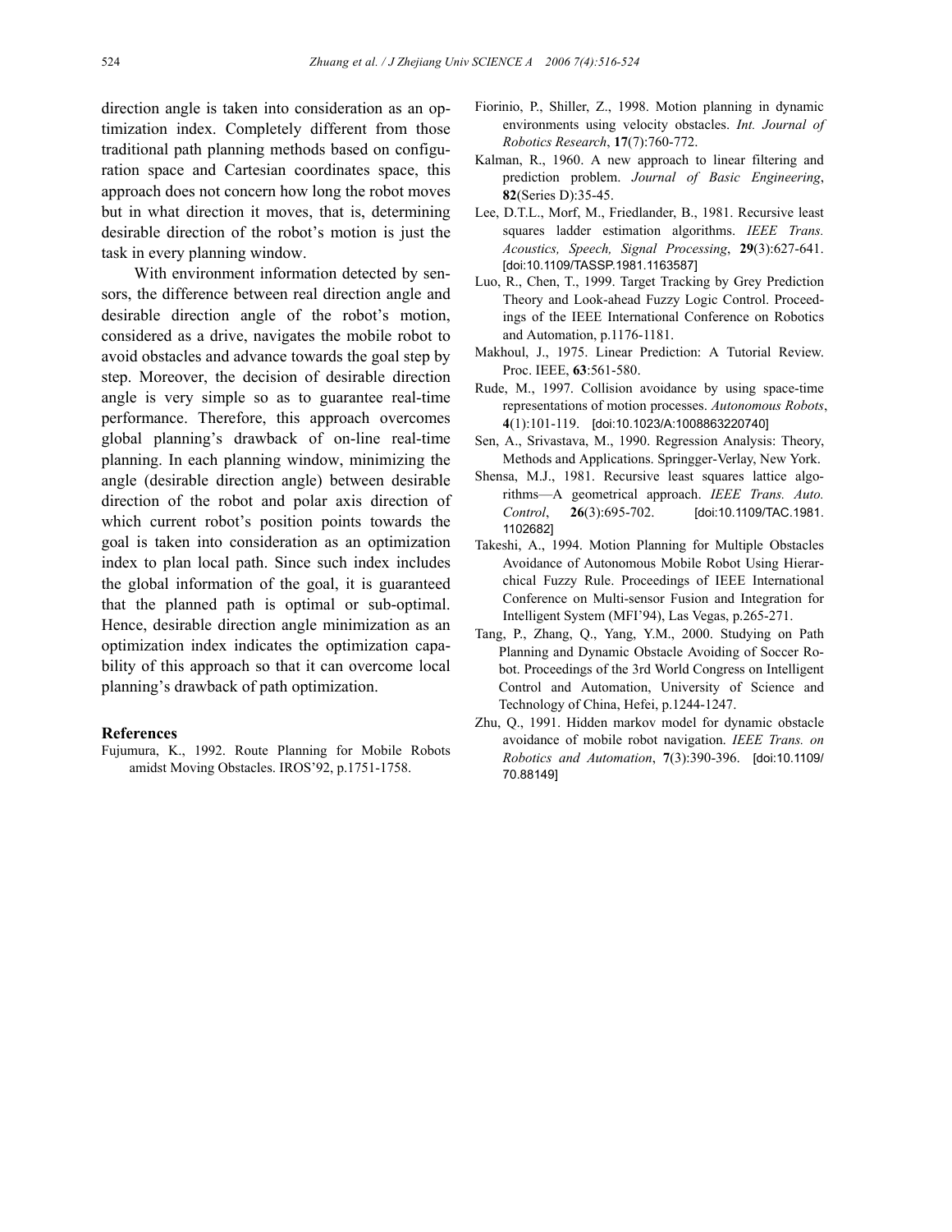direction angle is taken into consideration as an optimization index. Completely different from those traditional path planning methods based on configuration space and Cartesian coordinates space, this approach does not concern how long the robot moves but in what direction it moves, that is, determining desirable direction of the robot's motion is just the task in every planning window.

With environment information detected by sensors, the difference between real direction angle and desirable direction angle of the robot's motion, considered as a drive, navigates the mobile robot to avoid obstacles and advance towards the goal step by step. Moreover, the decision of desirable direction angle is very simple so as to guarantee real-time performance. Therefore, this approach overcomes global planning's drawback of on-line real-time planning. In each planning window, minimizing the angle (desirable direction angle) between desirable direction of the robot and polar axis direction of which current robot's position points towards the goal is taken into consideration as an optimization index to plan local path. Since such index includes the global information of the goal, it is guaranteed that the planned path is optimal or sub-optimal. Hence, desirable direction angle minimization as an optimization index indicates the optimization capability of this approach so that it can overcome local planning's drawback of path optimization.

## References

Fujumura, K., 1992. Route Planning for Mobile Robots amidst Moving Obstacles. IROS'92, p.1751-1758.

Fiorinio, P., Shiller, Z., 1998. Motion planning in dynamic environments using velocity obstacles. *Int. Journal of Robotics Research*, **17**(7):760-772.

Kalman, R., 1960. A new approach to linear filtering and prediction problem. *Journal of Basic Engineering*, **82**(Series D):35-45.

Lee, D.T.L., Morf, M., Friedlander, B., 1981. Recursive least squares ladder estimation algorithms. *IEEE Trans. Acoustics, Speech, Signal Processing*, **29**(3):627-641. [doi:10.1109/TASSP.1981.1163587]

Luo, R., Chen, T., 1999. Target Tracking by Grey Prediction Theory and Look-ahead Fuzzy Logic Control. Proceedings of the IEEE International Conference on Robotics and Automation, p.1176-1181.

Makhoul, J., 1975. Linear Prediction: A Tutorial Review. Proc. IEEE, **63**:561-580.

Rude, M., 1997. Collision avoidance by using space-time representations of motion processes. *Autonomous Robots*, **4**(1):101-119. [doi:10.1023/A:1008863220740]

Sen, A., Srivastava, M., 1990. Regression Analysis: Theory, Methods and Applications. Springger-Verlay, New York.

Shensa, M.J., 1981. Recursive least squares lattice algorithms—A geometrical approach. *IEEE Trans. Auto. Control*, **26**(3):695-702. [doi:10.1109/TAC.1981.1102682]

Takeshi, A., 1994. Motion Planning for Multiple Obstacles Avoidance of Autonomous Mobile Robot Using Hierarchical Fuzzy Rule. Proceedings of IEEE International Conference on Multi-sensor Fusion and Integration for Intelligent System (MFI'94), Las Vegas, p.265-271.

Tang, P., Zhang, Q., Yang, Y.M., 2000. Studying on Path Planning and Dynamic Obstacle Avoiding of Soccer Robot. Proceedings of the 3rd World Congress on Intelligent Control and Automation, University of Science and Technology of China, Hefei, p.1244-1247.

Zhu, Q., 1991. Hidden markov model for dynamic obstacle avoidance of mobile robot navigation. *IEEE Trans. on Robotics and Automation*, **7**(3):390-396. [doi:10.1109/70.88149]